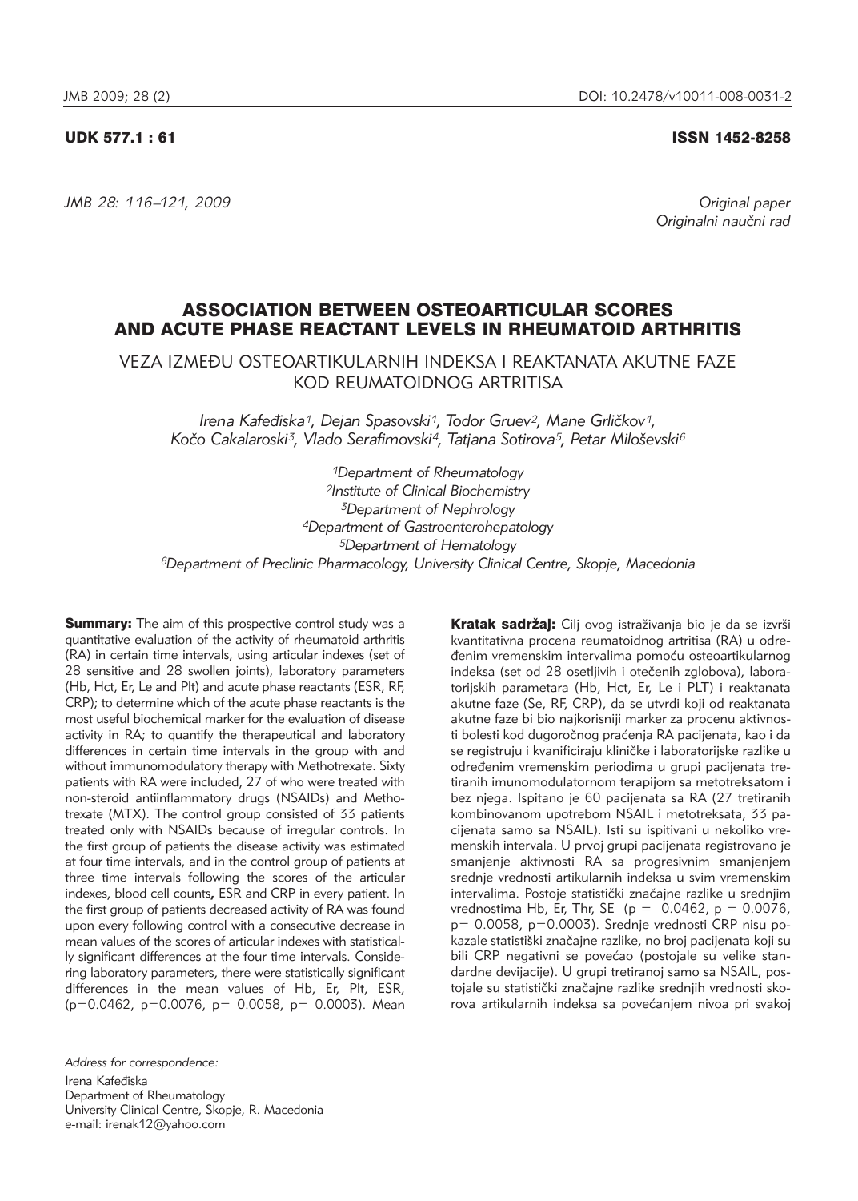UDK 577.1 : 61

ISSN 1452-8258

Original paper
Originalni naučni rad

# ASSOCIATION BETWEEN OSTEOARTICULAR SCORES AND ACUTE PHASE REACTANT LEVELS IN RHEUMATOID ARTHRITIS

## VEZA IZMEĐU OSTEOARTIKULARNIH INDEKSA I REAKTANATA AKUTNE FAZE KOD REUMATOIDNOG ARTRITISA

*Irena Kafeđiska[1], Dejan Spasovski[1], Todor Gruev[2], Mane Grličkov[1], Kočo Cakalaroski[3], Vlado Serafimovski[4], Tatjana Sotirova[5], Petar Miloševski[6]*

*[1]Department of Rheumatology*
*[2]Institute of Clinical Biochemistry*
*[3]Department of Nephrology*
*[4]Department of Gastroenterohepatology*
*[5]Department of Hematology*
*[6]Department of Preclinic Pharmacology, University Clinical Centre, Skopje, Macedonia*

**Summary:** The aim of this prospective control study was a quantitative evaluation of the activity of rheumatoid arthritis (RA) in certain time intervals, using articular indexes (set of 28 sensitive and 28 swollen joints), laboratory parameters (Hb, Hct, Er, Le and Plt) and acute phase reactants (ESR, RF, CRP); to determine which of the acute phase reactants is the most useful biochemical marker for the evaluation of disease activity in RA; to quantify the therapeutical and laboratory differences in certain time intervals in the group with and without immunomodulatory therapy with Methotrexate. Sixty patients with RA were included, 27 of who were treated with non-steroid antiinflammatory drugs (NSAIDs) and Methotrexate (MTX). The control group consisted of 33 patients treated only with NSAIDs because of irregular controls. In the first group of patients the disease activity was estimated at four time intervals, and in the control group of patients at three time intervals following the scores of the articular indexes, blood cell counts**,** ESR and CRP in every patient. In the first group of patients decreased activity of RA was found upon every following control with a consecutive decrease in mean values of the scores of articular indexes with statistically significant differences at the four time intervals. Considering laboratory parameters, there were statistically significant differences in the mean values of Hb, Er, Plt, ESR, ($p=0.0462$, $p=0.0076$, $p= 0.0058$, $p= 0.0003$). Mean

**Kratak sadržaj:** Cilj ovog istraživanja bio je da se izvrši kvantitativna procena reumatoidnog artritisa (RA) u određenim vremenskim intervalima pomoću osteoartikularnog indeksa (set od 28 osetljivih i otečenih zglobova), laboratorijskih parametara (Hb, Hct, Er, Le i PLT) i reaktanata akutne faze (Se, RF, CRP), da se utvrdi koji od reaktanata akutne faze bi bio najkorisniji marker za procenu aktivnosti bolesti kod dugoročnog praćenja RA pacijenata, kao i da se registruju i kvanificiraju kliničke i laboratorijske razlike u određenim vremenskim periodima u grupi pacijenata tretiranih imunomodulatornom terapijom sa metotreksatom i bez njega. Ispitano je 60 pacijenata sa RA (27 tretiranih kombinovanom upotrebom NSAIL i metotreksata, 33 pacijenata samo sa NSAIL). Isti su ispitivani u nekoliko vremenskih intervala. U prvoj grupi pacijenata registrovano je smanjenje aktivnosti RA sa progresivnim smanjenjem srednje vrednosti artikularnih indeksa u svim vremenskim intervalima. Postoje statistički značajne razlike u srednjim vrednostima Hb, Er, Thr, SE ($p = 0.0462$, $p = 0.0076$, $p= 0.0058$, $p=0.0003$). Srednje vrednosti CRP nisu pokazale statistiški značajne razlike, no broj pacijenata koji su bili CRP negativni se povećao (postojale su velike standardne devijacije). U grupi tretiranoj samo sa NSAIL, postojale su statistički značajne razlike srednjih vrednosti skorova artikularnih indeksa sa povećanjem nivoa pri svakoj

*Address for correspondence:*

Irena Kafeđiska
Department of Rheumatology
University Clinical Centre, Skopje, R. Macedonia
e-mail: irenak12@yahoo.com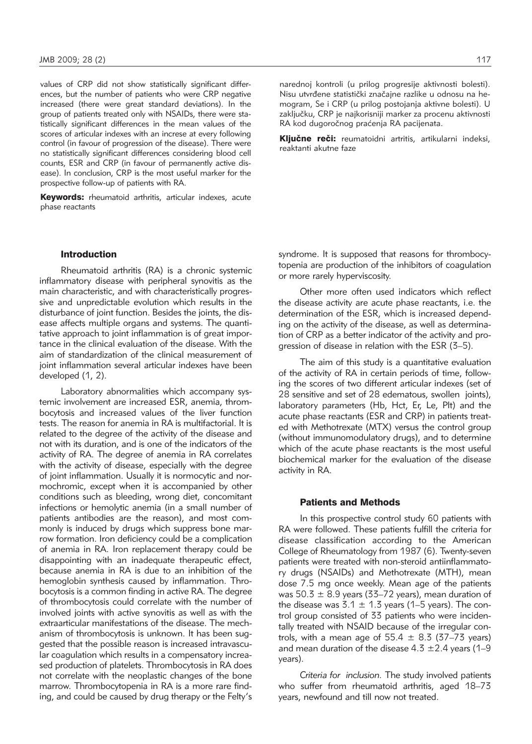values of CRP did not show statistically significant differences, but the number of patients who were CRP negative increased (there were great standard deviations). In the group of patients treated only with NSAIDs, there were statistically significant differences in the mean values of the scores of articular indexes with an increse at every following control (in favour of progression of the disease). There were no statistically significant differences considering blood cell counts, ESR and CRP (in favour of permanently active disease). In conclusion, CRP is the most useful marker for the prospective follow-up of patients with RA.

**Keywords:** rheumatoid arthritis, articular indexes, acute phase reactants

narednoj kontroli (u prilog progresije aktivnosti bolesti). Nisu utvrđene statistički značajne razlike u odnosu na hemogram, Se i CRP (u prilog postojanja aktivne bolesti). U zaključku, CRP je najkorisniji marker za procenu aktivnosti RA kod dugoročnog praćenja RA pacijenata.

**Ključne reči:** reumatoidni artritis, artikularni indeksi, reaktanti akutne faze

## Introduction

Rheumatoid arthritis (RA) is a chronic systemic inflammatory disease with peripheral synovitis as the main characteristic, and with characteristically progressive and unpredictable evolution which results in the disturbance of joint function. Besides the joints, the disease affects multiple organs and systems. The quantitative approach to joint inflammation is of great importance in the clinical evaluation of the disease. With the aim of standardization of the clinical measurement of joint inflammation several articular indexes have been developed (1, 2).

Laboratory abnormalities which accompany systemic involvement are increased ESR, anemia, thrombocytosis and increased values of the liver function tests. The reason for anemia in RA is multifactorial. It is related to the degree of the activity of the disease and not with its duration, and is one of the indicators of the activity of RA. The degree of anemia in RA correlates with the activity of disease, especially with the degree of joint inflammation. Usually it is normocytic and normochromic, except when it is accompanied by other conditions such as bleeding, wrong diet, concomitant infections or hemolytic anemia (in a small number of patients antibodies are the reason), and most commonly is induced by drugs which suppress bone marrow formation. Iron deficiency could be a complication of anemia in RA. Iron replacement therapy could be disappointing with an inadequate therapeutic effect, because anemia in RA is due to an inhibition of the hemoglobin synthesis caused by inflammation. Throbocytosis is a common finding in active RA. The degree of thrombocytosis could correlate with the number of involved joints with active synovitis as well as with the extraarticular manifestations of the disease. The mechanism of thrombocytosis is unknown. It has been suggested that the possible reason is increased intravascular coagulation which results in a compensatory increased production of platelets. Thrombocytosis in RA does not correlate with the neoplastic changes of the bone marrow. Thrombocytopenia in RA is a more rare finding, and could be caused by drug therapy or the Felty's syndrome. It is supposed that reasons for thrombocytopenia are production of the inhibitors of coagulation or more rarely hyperviscosity.

Other more often used indicators which reflect the disease activity are acute phase reactants, i.e. the determination of the ESR, which is increased depending on the activity of the disease, as well as determination of CRP as a better indicator of the activity and progression of disease in relation with the ESR (3–5).

The aim of this study is a quantitative evaluation of the activity of RA in certain periods of time, following the scores of two different articular indexes (set of 28 sensitive and set of 28 edematous, swollen joints), laboratory parameters (Hb, Hct, Er, Le, Plt) and the acute phase reactants (ESR and CRP) in patients treated with Methotrexate (MTX) versus the control group (without immunomodulatory drugs), and to determine which of the acute phase reactants is the most useful biochemical marker for the evaluation of the disease activity in RA.

## Patients and Methods

In this prospective control study 60 patients with RA were followed. These patients fulfill the criteria for disease classification according to the American College of Rheumatology from 1987 (6). Twenty-seven patients were treated with non-steroid antiinflammatory drugs (NSAIDs) and Methotrexate (MTH), mean dose 7.5 mg once weekly. Mean age of the patients was $50.3 \pm 8.9$ years (33–72 years), mean duration of the disease was $3.1 \pm 1.3$ years (1–5 years). The control group consisted of 33 patients who were incidentally treated with NSAID because of the irregular controls, with a mean age of $55.4 \pm 8.3$ (37–73 years) and mean duration of the disease $4.3 \pm 2.4$ years (1–9 years).

*Criteria for inclusion.* The study involved patients who suffer from rheumatoid arthritis, aged 18–73 years, newfound and till now not treated.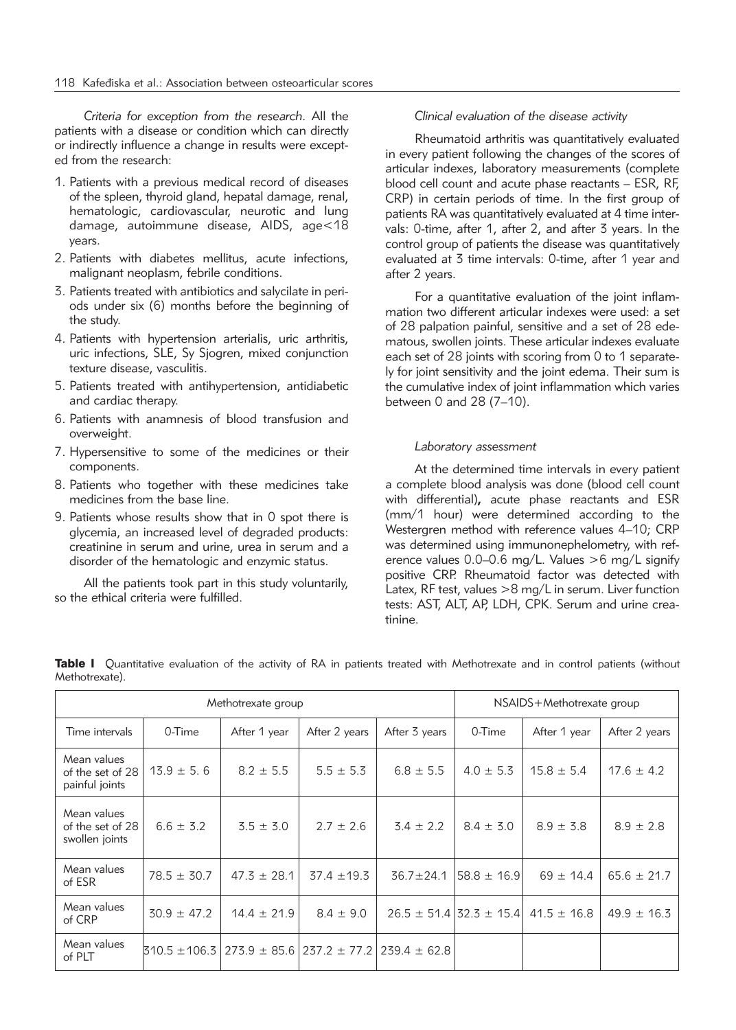*Criteria for exception from the research*. All the patients with a disease or condition which can directly or indirectly influence a change in results were excepted from the research:

1. Patients with a previous medical record of diseases of the spleen, thyroid gland, hepatal damage, renal, hematologic, cardiovascular, neurotic and lung damage, autoimmune disease, AIDS, age<18 years.
2. Patients with diabetes mellitus, acute infections, malignant neoplasm, febrile conditions.
3. Patients treated with antibiotics and salycilate in periods under six (6) months before the beginning of the study.
4. Patients with hypertension arterialis, uric arthritis, uric infections, SLE, Sy Sjogren, mixed conjunction texture disease, vasculitis.
5. Patients treated with antihypertension, antidiabetic and cardiac therapy.
6. Patients with anamnesis of blood transfusion and overweight.
7. Hypersensitive to some of the medicines or their components.
8. Patients who together with these medicines take medicines from the base line.
9. Patients whose results show that in 0 spot there is glycemia, an increased level of degraded products: creatinine in serum and urine, urea in serum and a disorder of the hematologic and enzymic status.

All the patients took part in this study voluntarily, so the ethical criteria were fulfilled.

*Clinical evaluation of the disease activity*

Rheumatoid arthritis was quantitatively evaluated in every patient following the changes of the scores of articular indexes, laboratory measurements (complete blood cell count and acute phase reactants – ESR, RF, CRP) in certain periods of time. In the first group of patients RA was quantitatively evaluated at 4 time intervals: 0-time, after 1, after 2, and after 3 years. In the control group of patients the disease was quantitatively evaluated at 3 time intervals: 0-time, after 1 year and after 2 years.

For a quantitative evaluation of the joint inflammation two different articular indexes were used: a set of 28 palpation painful, sensitive and a set of 28 edematous, swollen joints. These articular indexes evaluate each set of 28 joints with scoring from 0 to 1 separately for joint sensitivity and the joint edema. Their sum is the cumulative index of joint inflammation which varies between 0 and 28 (7–10).

*Laboratory assessment*

At the determined time intervals in every patient a complete blood analysis was done (blood cell count with differential)**,** acute phase reactants and ESR (mm/1 hour) were determined according to the Westergren method with reference values 4–10; CRP was determined using immunonephelometry, with reference values 0.0–0.6 mg/L. Values >6 mg/L signify positive CRP. Rheumatoid factor was detected with Latex, RF test, values >8 mg/L in serum. Liver function tests: AST, ALT, AP, LDH, CPK. Serum and urine creatinine.

**Table I** Quantitative evaluation of the activity of RA in patients treated with Methotrexate and in control patients (without Methotrexate).

| | Methotrexate group | | | | NSAIDS+Methotrexate group | | |
|---|---|---|---|---|---|---|---|
| Time intervals | 0-Time | After 1 year | After 2 years | After 3 years | 0-Time | After 1 year | After 2 years |
| Mean values of the set of 28 painful joints | 13.9 ± 5. 6 | 8.2 ± 5.5 | 5.5 ± 5.3 | 6.8 ± 5.5 | 4.0 ± 5.3 | 15.8 ± 5.4 | 17.6 ± 4.2 |
| Mean values of the set of 28 swollen joints | 6.6 ± 3.2 | 3.5 ± 3.0 | 2.7 ± 2.6 | 3.4 ± 2.2 | 8.4 ± 3.0 | 8.9 ± 3.8 | 8.9 ± 2.8 |
| Mean values of ESR | 78.5 ± 30.7 | 47.3 ± 28.1 | 37.4 ±19.3 | 36.7±24.1 | 58.8 ± 16.9 | 69 ± 14.4 | 65.6 ± 21.7 |
| Mean values of CRP | 30.9 ± 47.2 | 14.4 ± 21.9 | 8.4 ± 9.0 | 26.5 ± 51.4 | 32.3 ± 15.4 | 41.5 ± 16.8 | 49.9 ± 16.3 |
| Mean values of PLT | 310.5 ±106.3 | 273.9 ± 85.6 | 237.2 ± 77.2 | 239.4 ± 62.8 | | | |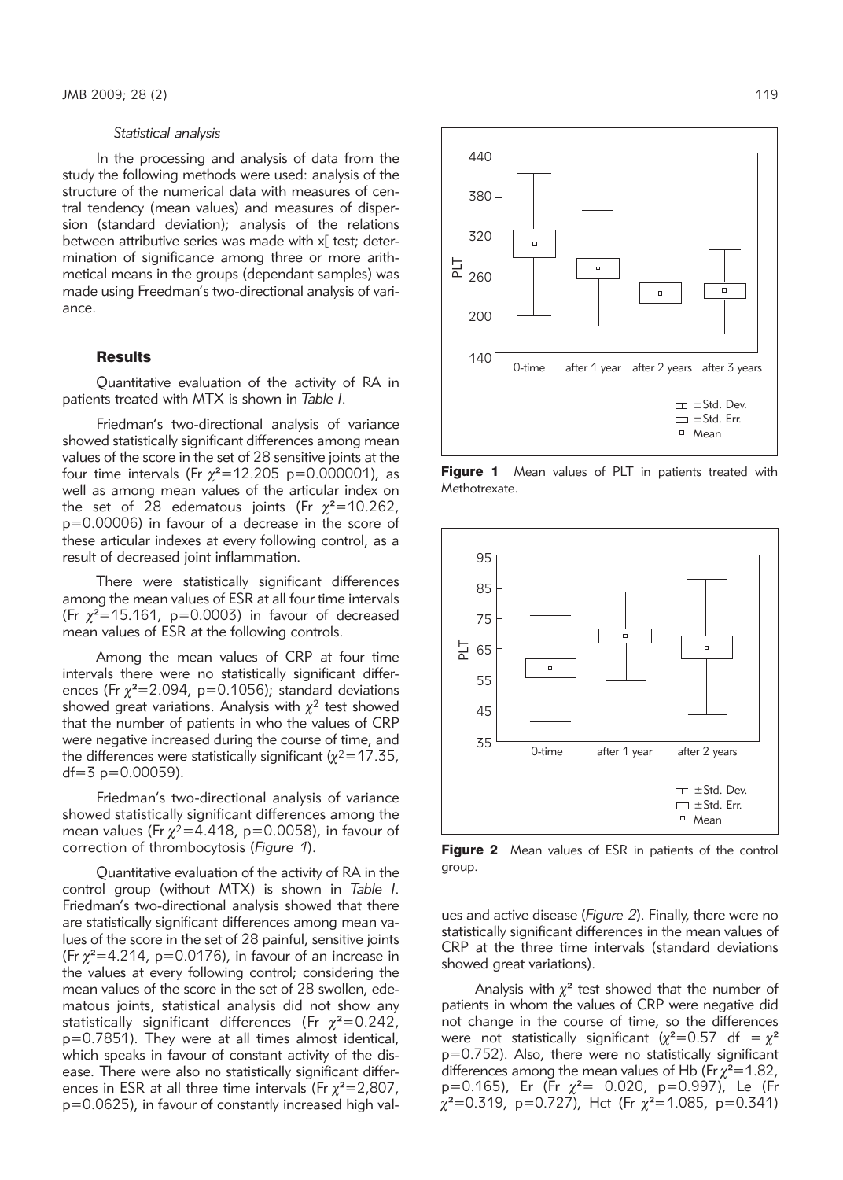### *Statistical analysis*

In the processing and analysis of data from the study the following methods were used: analysis of the structure of the numerical data with measures of central tendency (mean values) and measures of dispersion (standard deviation); analysis of the relations between attributive series was made with x[ test; determination of significance among three or more arithmetical means in the groups (dependant samples) was made using Freedman's two-directional analysis of variance.

## Results

Quantitative evaluation of the activity of RA in patients treated with MTX is shown in *Table I*.

Friedman's two-directional analysis of variance showed statistically significant differences among mean values of the score in the set of 28 sensitive joints at the four time intervals (Fr $\chi^2$=12.205 p=0.000001), as well as among mean values of the articular index on the set of 28 edematous joints (Fr $\chi^2$=10.262, p=0.00006) in favour of a decrease in the score of these articular indexes at every following control, as a result of decreased joint inflammation.

There were statistically significant differences among the mean values of ESR at all four time intervals (Fr $\chi^2$=15.161, p=0.0003) in favour of decreased mean values of ESR at the following controls.

Among the mean values of CRP at four time intervals there were no statistically significant differences (Fr $\chi^2$=2.094, p=0.1056); standard deviations showed great variations. Analysis with $\chi^2$ test showed that the number of patients in who the values of CRP were negative increased during the course of time, and the differences were statistically significant ($\chi^2$=17.35, df=3 p=0.00059).

Friedman's two-directional analysis of variance showed statistically significant differences among the mean values (Fr $\chi^2$=4.418, p=0.0058), in favour of correction of thrombocytosis (*Figure 1*).

Quantitative evaluation of the activity of RA in the control group (without MTX) is shown in *Table I*. Friedman's two-directional analysis showed that there are statistically significant differences among mean values of the score in the set of 28 painful, sensitive joints (Fr $\chi^2$=4.214, p=0.0176), in favour of an increase in the values at every following control; considering the mean values of the score in the set of 28 swollen, edematous joints, statistical analysis did not show any statistically significant differences (Fr $\chi^2$=0.242, p=0.7851). They were at all times almost identical, which speaks in favour of constant activity of the disease. There were also no statistically significant differences in ESR at all three time intervals (Fr $\chi^2$=2,807, p=0.0625), in favour of constantly increased high values and active disease (*Figure 2*). Finally, there were no statistically significant differences in the mean values of CRP at the three time intervals (standard deviations showed great variations).

**Figure 1** Mean values of PLT in patients treated with Methotrexate.

**Figure 2** Mean values of ESR in patients of the control group.

Analysis with $\chi^2$ test showed that the number of patients in whom the values of CRP were negative did not change in the course of time, so the differences were not statistically significant ($\chi^2$=0.57 df = $\chi^2$ p=0.752). Also, there were no statistically significant differences among the mean values of Hb (Fr $\chi^2$=1.82, p=0.165), Er (Fr $\chi^2$= 0.020, p=0.997), Le (Fr $\chi^2$=0.319, p=0.727), Hct (Fr $\chi^2$=1.085, p=0.341)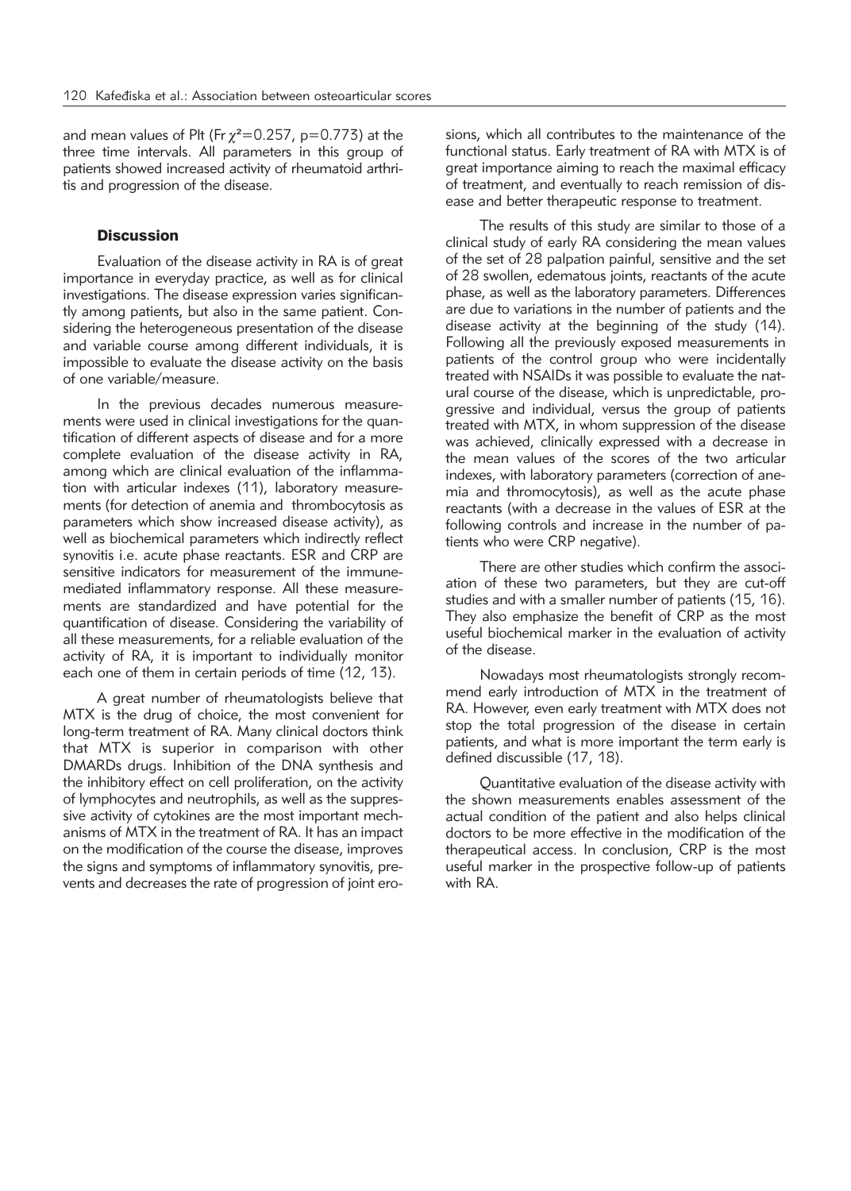and mean values of Plt (Fr $\chi^2=0.257$, $p=0.773$) at the three time intervals. All parameters in this group of patients showed increased activity of rheumatoid arthritis and progression of the disease.

## Discussion

Evaluation of the disease activity in RA is of great importance in everyday practice, as well as for clinical investigations. The disease expression varies significantly among patients, but also in the same patient. Considering the heterogeneous presentation of the disease and variable course among different individuals, it is impossible to evaluate the disease activity on the basis of one variable/measure.

In the previous decades numerous measurements were used in clinical investigations for the quantification of different aspects of disease and for a more complete evaluation of the disease activity in RA, among which are clinical evaluation of the inflammation with articular indexes (11), laboratory measurements (for detection of anemia and thrombocytosis as parameters which show increased disease activity), as well as biochemical parameters which indirectly reflect synovitis i.e. acute phase reactants. ESR and CRP are sensitive indicators for measurement of the immune-mediated inflammatory response. All these measurements are standardized and have potential for the quantification of disease. Considering the variability of all these measurements, for a reliable evaluation of the activity of RA, it is important to individually monitor each one of them in certain periods of time (12, 13).

A great number of rheumatologists believe that MTX is the drug of choice, the most convenient for long-term treatment of RA. Many clinical doctors think that MTX is superior in comparison with other DMARDs drugs. Inhibition of the DNA synthesis and the inhibitory effect on cell proliferation, on the activity of lymphocytes and neutrophils, as well as the suppressive activity of cytokines are the most important mechanisms of MTX in the treatment of RA. It has an impact on the modification of the course the disease, improves the signs and symptoms of inflammatory synovitis, prevents and decreases the rate of progression of joint erosions, which all contributes to the maintenance of the functional status. Early treatment of RA with MTX is of great importance aiming to reach the maximal efficacy of treatment, and eventually to reach remission of disease and better therapeutic response to treatment.

The results of this study are similar to those of a clinical study of early RA considering the mean values of the set of 28 palpation painful, sensitive and the set of 28 swollen, edematous joints, reactants of the acute phase, as well as the laboratory parameters. Differences are due to variations in the number of patients and the disease activity at the beginning of the study (14). Following all the previously exposed measurements in patients of the control group who were incidentally treated with NSAIDs it was possible to evaluate the natural course of the disease, which is unpredictable, progressive and individual, versus the group of patients treated with MTX, in whom suppression of the disease was achieved, clinically expressed with a decrease in the mean values of the scores of the two articular indexes, with laboratory parameters (correction of anemia and thromocytosis), as well as the acute phase reactants (with a decrease in the values of ESR at the following controls and increase in the number of patients who were CRP negative).

There are other studies which confirm the association of these two parameters, but they are cut-off studies and with a smaller number of patients (15, 16). They also emphasize the benefit of CRP as the most useful biochemical marker in the evaluation of activity of the disease.

Nowadays most rheumatologists strongly recommend early introduction of MTX in the treatment of RA. However, even early treatment with MTX does not stop the total progression of the disease in certain patients, and what is more important the term early is defined discussible (17, 18).

Quantitative evaluation of the disease activity with the shown measurements enables assessment of the actual condition of the patient and also helps clinical doctors to be more effective in the modification of the therapeutical access. In conclusion, CRP is the most useful marker in the prospective follow-up of patients with RA.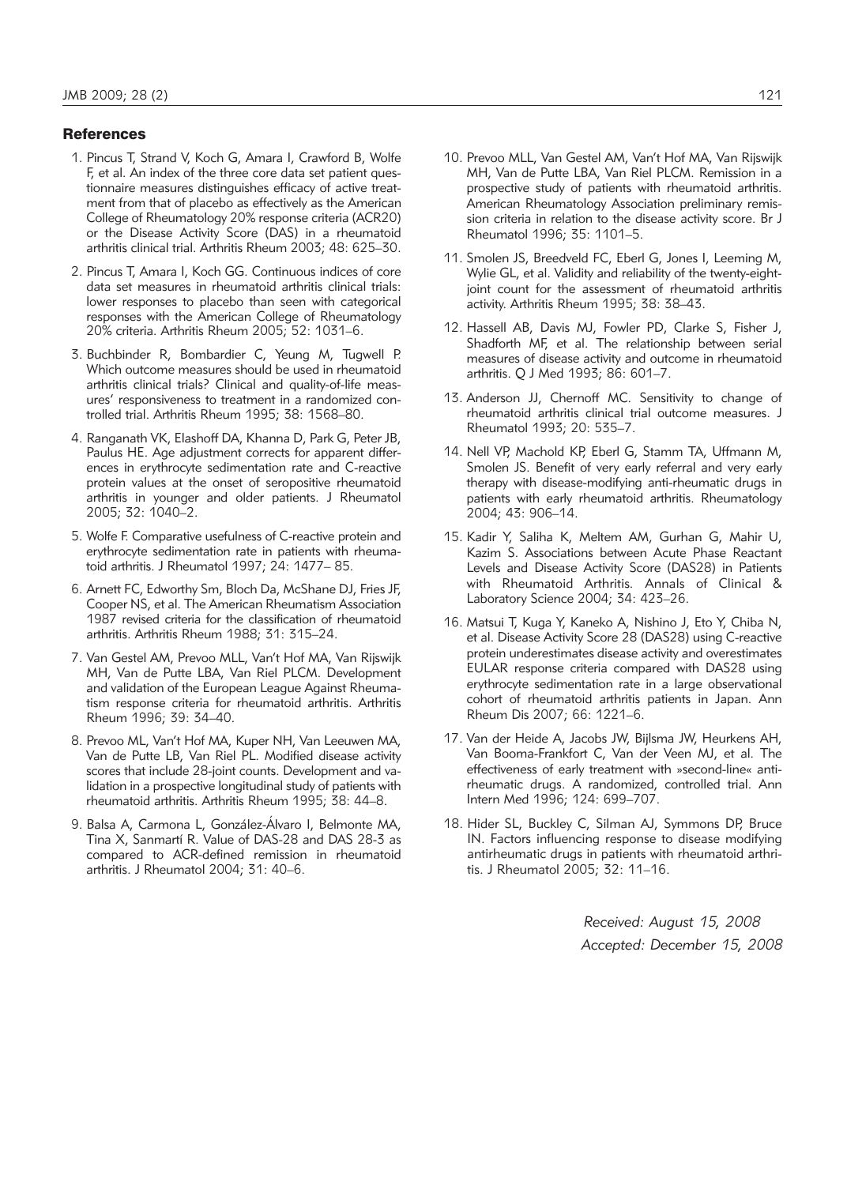## References

1. Pincus T, Strand V, Koch G, Amara I, Crawford B, Wolfe F, et al. An index of the three core data set patient questionnaire measures distinguishes efficacy of active treatment from that of placebo as effectively as the American College of Rheumatology 20% response criteria (ACR20) or the Disease Activity Score (DAS) in a rheumatoid arthritis clinical trial. Arthritis Rheum 2003; 48: 625–30.

2. Pincus T, Amara I, Koch GG. Continuous indices of core data set measures in rheumatoid arthritis clinical trials: lower responses to placebo than seen with categorical responses with the American College of Rheumatology 20% criteria. Arthritis Rheum 2005; 52: 1031–6.

3. Buchbinder R, Bombardier C, Yeung M, Tugwell P. Which outcome measures should be used in rheumatoid arthritis clinical trials? Clinical and quality-of-life measures' responsiveness to treatment in a randomized controlled trial. Arthritis Rheum 1995; 38: 1568–80.

4. Ranganath VK, Elashoff DA, Khanna D, Park G, Peter JB, Paulus HE. Age adjustment corrects for apparent differences in erythrocyte sedimentation rate and C-reactive protein values at the onset of seropositive rheumatoid arthritis in younger and older patients. J Rheumatol 2005; 32: 1040–2.

5. Wolfe F. Comparative usefulness of C-reactive protein and erythrocyte sedimentation rate in patients with rheumatoid arthritis. J Rheumatol 1997; 24: 1477– 85.

6. Arnett FC, Edworthy Sm, Bloch Da, McShane DJ, Fries JF, Cooper NS, et al. The American Rheumatism Association 1987 revised criteria for the classification of rheumatoid arthritis. Arthritis Rheum 1988; 31: 315–24.

7. Van Gestel AM, Prevoo MLL, Van't Hof MA, Van Rijswijk MH, Van de Putte LBA, Van Riel PLCM. Development and validation of the European League Against Rheumatism response criteria for rheumatoid arthritis. Arthritis Rheum 1996; 39: 34–40.

8. Prevoo ML, Van't Hof MA, Kuper NH, Van Leeuwen MA, Van de Putte LB, Van Riel PL. Modified disease activity scores that include 28-joint counts. Development and validation in a prospective longitudinal study of patients with rheumatoid arthritis. Arthritis Rheum 1995; 38: 44–8.

9. Balsa A, Carmona L, González-Álvaro I, Belmonte MA, Tina X, Sanmartí R. Value of DAS-28 and DAS 28-3 as compared to ACR-defined remission in rheumatoid arthritis. J Rheumatol 2004; 31: 40–6.

10. Prevoo MLL, Van Gestel AM, Van't Hof MA, Van Rijswijk MH, Van de Putte LBA, Van Riel PLCM. Remission in a prospective study of patients with rheumatoid arthritis. American Rheumatology Association preliminary remission criteria in relation to the disease activity score. Br J Rheumatol 1996; 35: 1101–5.

11. Smolen JS, Breedveld FC, Eberl G, Jones I, Leeming M, Wylie GL, et al. Validity and reliability of the twenty-eight-joint count for the assessment of rheumatoid arthritis activity. Arthritis Rheum 1995; 38: 38–43.

12. Hassell AB, Davis MJ, Fowler PD, Clarke S, Fisher J, Shadforth MF, et al. The relationship between serial measures of disease activity and outcome in rheumatoid arthritis. Q J Med 1993; 86: 601–7.

13. Anderson JJ, Chernoff MC. Sensitivity to change of rheumatoid arthritis clinical trial outcome measures. J Rheumatol 1993; 20: 535–7.

14. Nell VP, Machold KP, Eberl G, Stamm TA, Uffmann M, Smolen JS. Benefit of very early referral and very early therapy with disease-modifying anti-rheumatic drugs in patients with early rheumatoid arthritis. Rheumatology 2004; 43: 906–14.

15. Kadir Y, Saliha K, Meltem AM, Gurhan G, Mahir U, Kazim S. Associations between Acute Phase Reactant Levels and Disease Activity Score (DAS28) in Patients with Rheumatoid Arthritis. Annals of Clinical & Laboratory Science 2004; 34: 423–26.

16. Matsui T, Kuga Y, Kaneko A, Nishino J, Eto Y, Chiba N, et al. Disease Activity Score 28 (DAS28) using C-reactive protein underestimates disease activity and overestimates EULAR response criteria compared with DAS28 using erythrocyte sedimentation rate in a large observational cohort of rheumatoid arthritis patients in Japan. Ann Rheum Dis 2007; 66: 1221–6.

17. Van der Heide A, Jacobs JW, Bijlsma JW, Heurkens AH, Van Booma-Frankfort C, Van der Veen MJ, et al. The effectiveness of early treatment with »second-line« antirheumatic drugs. A randomized, controlled trial. Ann Intern Med 1996; 124: 699–707.

18. Hider SL, Buckley C, Silman AJ, Symmons DP, Bruce IN. Factors influencing response to disease modifying antirheumatic drugs in patients with rheumatoid arthritis. J Rheumatol 2005; 32: 11–16.

*Received: August 15, 2008*
*Accepted: December 15, 2008*